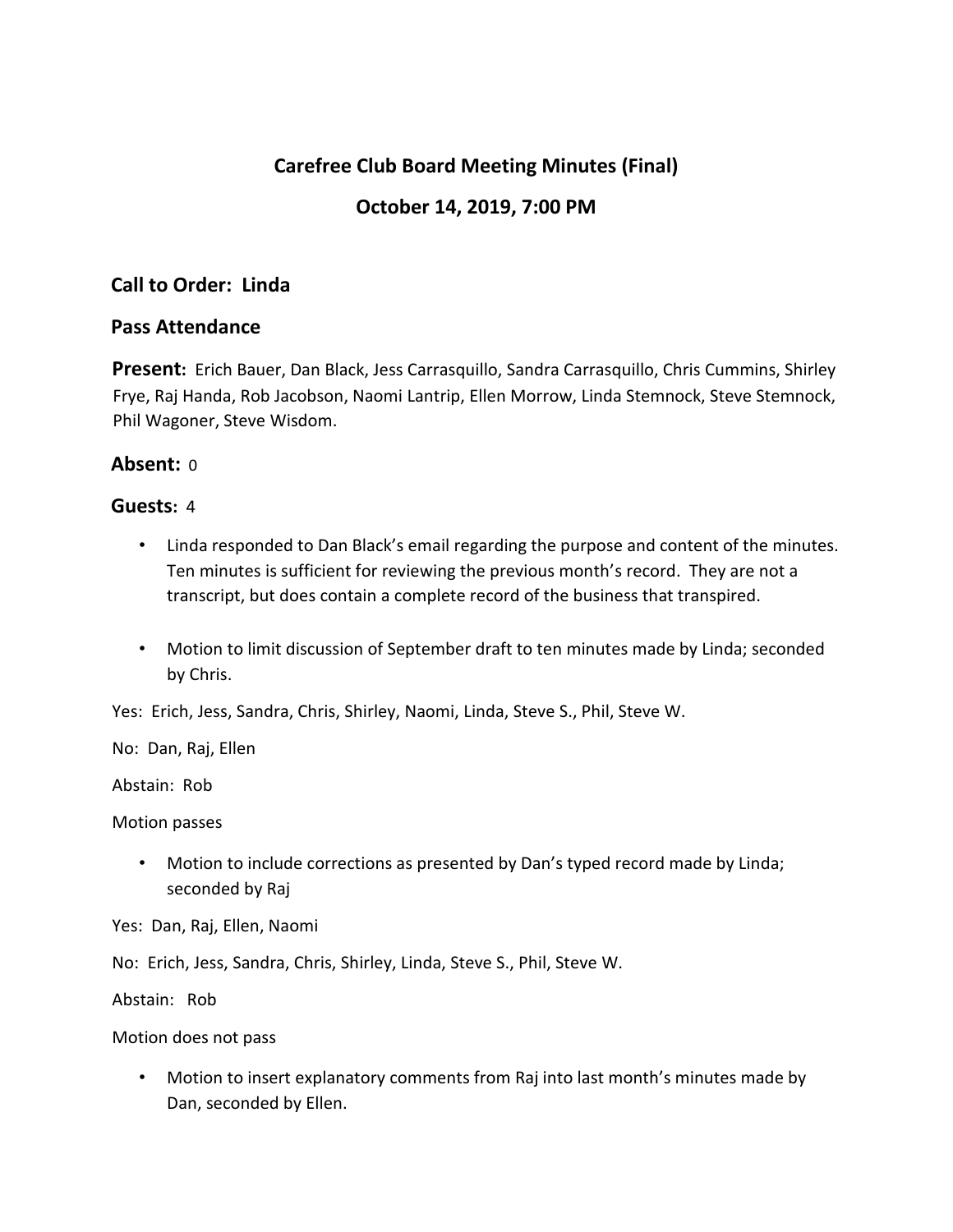# Carefree Club Board Meeting Minutes (Final)

## October 14, 2019, 7:00 PM

### Call to Order: Linda

### Pass Attendance

**Present:** Erich Bauer, Dan Black, Jess Carrasquillo, Sandra Carrasquillo, Chris Cummins, Shirley Frye, Raj Handa, Rob Jacobson, Naomi Lantrip, Ellen Morrow, Linda Stemnock, Steve Stemnock, Phil Wagoner, Steve Wisdom.

**Absent:** 0

**Guests:** 4

- Linda responded to Dan Black's email regarding the purpose and content of the minutes. Ten minutes is sufficient for reviewing the previous month's record. They are not a transcript, but does contain a complete record of the business that transpired.

- Motion to limit discussion of September draft to ten minutes made by Linda; seconded by Chris.

Yes: Erich, Jess, Sandra, Chris, Shirley, Naomi, Linda, Steve S., Phil, Steve W.

No: Dan, Raj, Ellen

Abstain: Rob

Motion passes

- Motion to include corrections as presented by Dan's typed record made by Linda; seconded by Raj

Yes: Dan, Raj, Ellen, Naomi

No: Erich, Jess, Sandra, Chris, Shirley, Linda, Steve S., Phil, Steve W.

Abstain: Rob

Motion does not pass

- Motion to insert explanatory comments from Raj into last month's minutes made by Dan, seconded by Ellen.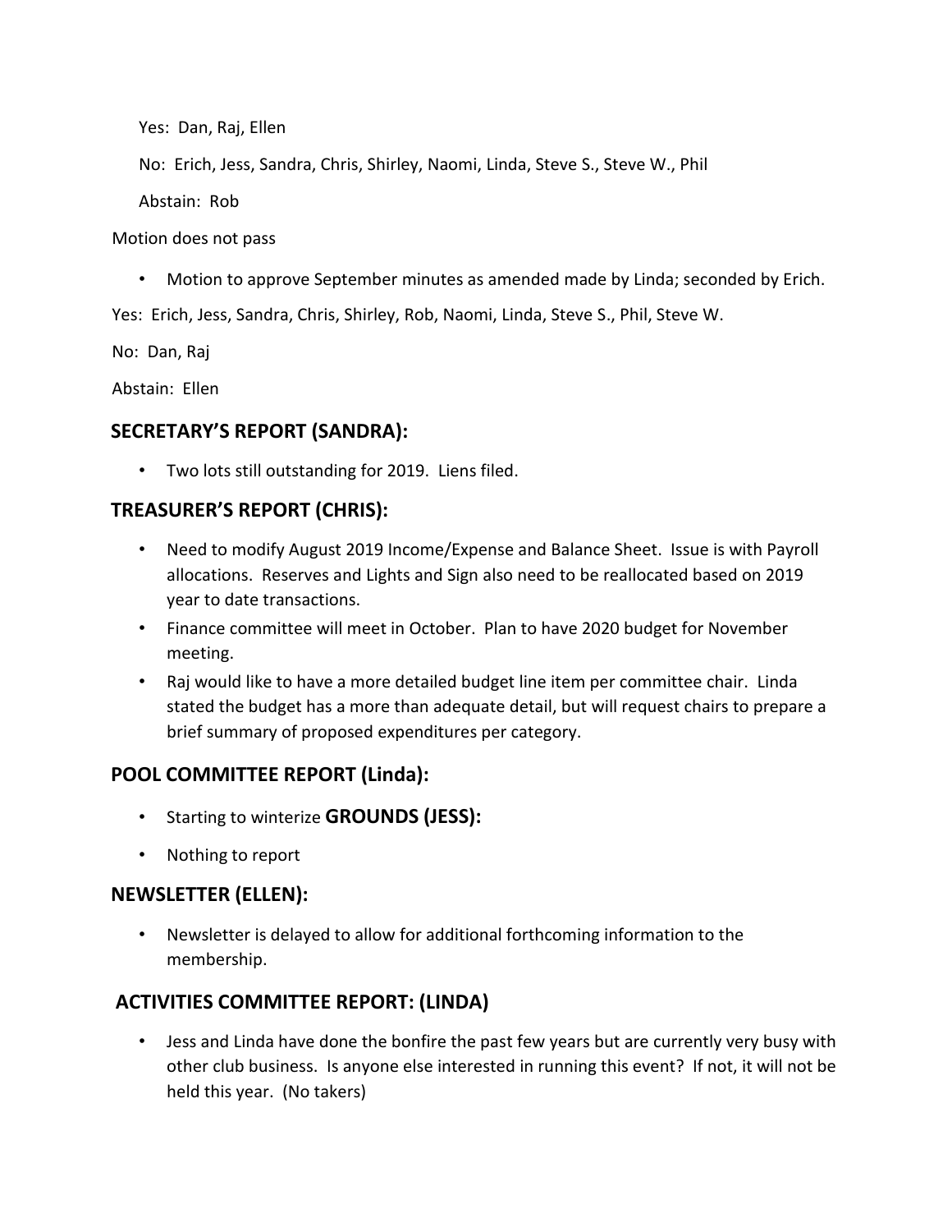Yes: Dan, Raj, Ellen

No: Erich, Jess, Sandra, Chris, Shirley, Naomi, Linda, Steve S., Steve W., Phil

Abstain: Rob

Motion does not pass

- Motion to approve September minutes as amended made by Linda; seconded by Erich.

Yes: Erich, Jess, Sandra, Chris, Shirley, Rob, Naomi, Linda, Steve S., Phil, Steve W.

No: Dan, Raj

Abstain: Ellen

## SECRETARY'S REPORT (SANDRA):

- Two lots still outstanding for 2019. Liens filed.

## TREASURER'S REPORT (CHRIS):

- Need to modify August 2019 Income/Expense and Balance Sheet. Issue is with Payroll allocations. Reserves and Lights and Sign also need to be reallocated based on 2019 year to date transactions.
- Finance committee will meet in October. Plan to have 2020 budget for November meeting.
- Raj would like to have a more detailed budget line item per committee chair. Linda stated the budget has a more than adequate detail, but will request chairs to prepare a brief summary of proposed expenditures per category.

## POOL COMMITTEE REPORT (Linda):

- Starting to winterize

## GROUNDS (JESS):

- Nothing to report

## NEWSLETTER (ELLEN):

- Newsletter is delayed to allow for additional forthcoming information to the membership.

## ACTIVITIES COMMITTEE REPORT: (LINDA)

- Jess and Linda have done the bonfire the past few years but are currently very busy with other club business. Is anyone else interested in running this event? If not, it will not be held this year. (No takers)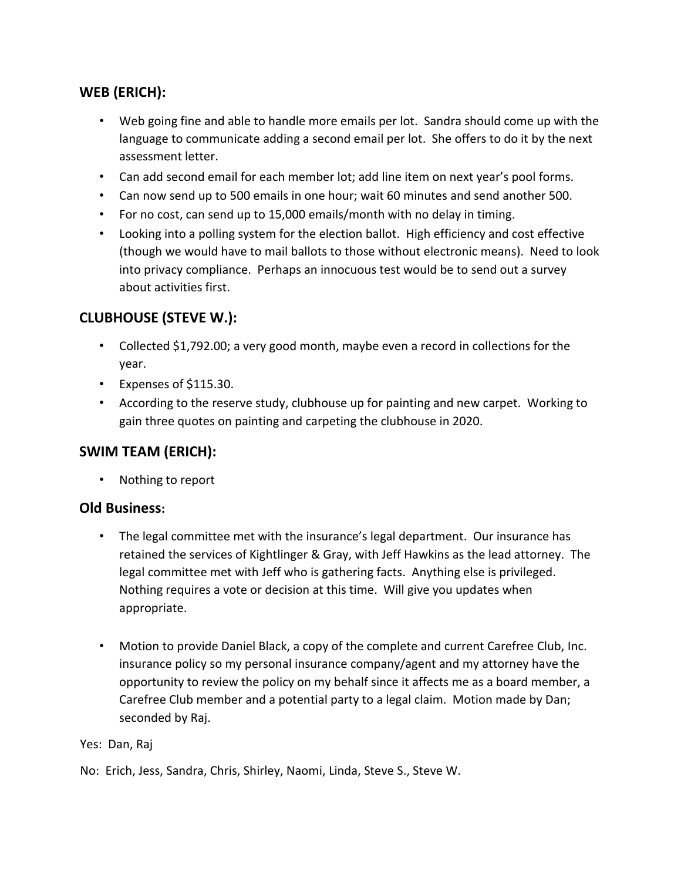## WEB (ERICH):

- Web going fine and able to handle more emails per lot. Sandra should come up with the language to communicate adding a second email per lot. She offers to do it by the next assessment letter.
- Can add second email for each member lot; add line item on next year's pool forms.
- Can now send up to 500 emails in one hour; wait 60 minutes and send another 500.
- For no cost, can send up to 15,000 emails/month with no delay in timing.
- Looking into a polling system for the election ballot. High efficiency and cost effective (though we would have to mail ballots to those without electronic means). Need to look into privacy compliance. Perhaps an innocuous test would be to send out a survey about activities first.

## CLUBHOUSE (STEVE W.):

- Collected $1,792.00; a very good month, maybe even a record in collections for the year.
- Expenses of $115.30.
- According to the reserve study, clubhouse up for painting and new carpet. Working to gain three quotes on painting and carpeting the clubhouse in 2020.

## SWIM TEAM (ERICH):

- Nothing to report

## Old Business:

- The legal committee met with the insurance's legal department. Our insurance has retained the services of Kightlinger & Gray, with Jeff Hawkins as the lead attorney. The legal committee met with Jeff who is gathering facts. Anything else is privileged. Nothing requires a vote or decision at this time. Will give you updates when appropriate.

- Motion to provide Daniel Black, a copy of the complete and current Carefree Club, Inc. insurance policy so my personal insurance company/agent and my attorney have the opportunity to review the policy on my behalf since it affects me as a board member, a Carefree Club member and a potential party to a legal claim. Motion made by Dan; seconded by Raj.

Yes: Dan, Raj

No: Erich, Jess, Sandra, Chris, Shirley, Naomi, Linda, Steve S., Steve W.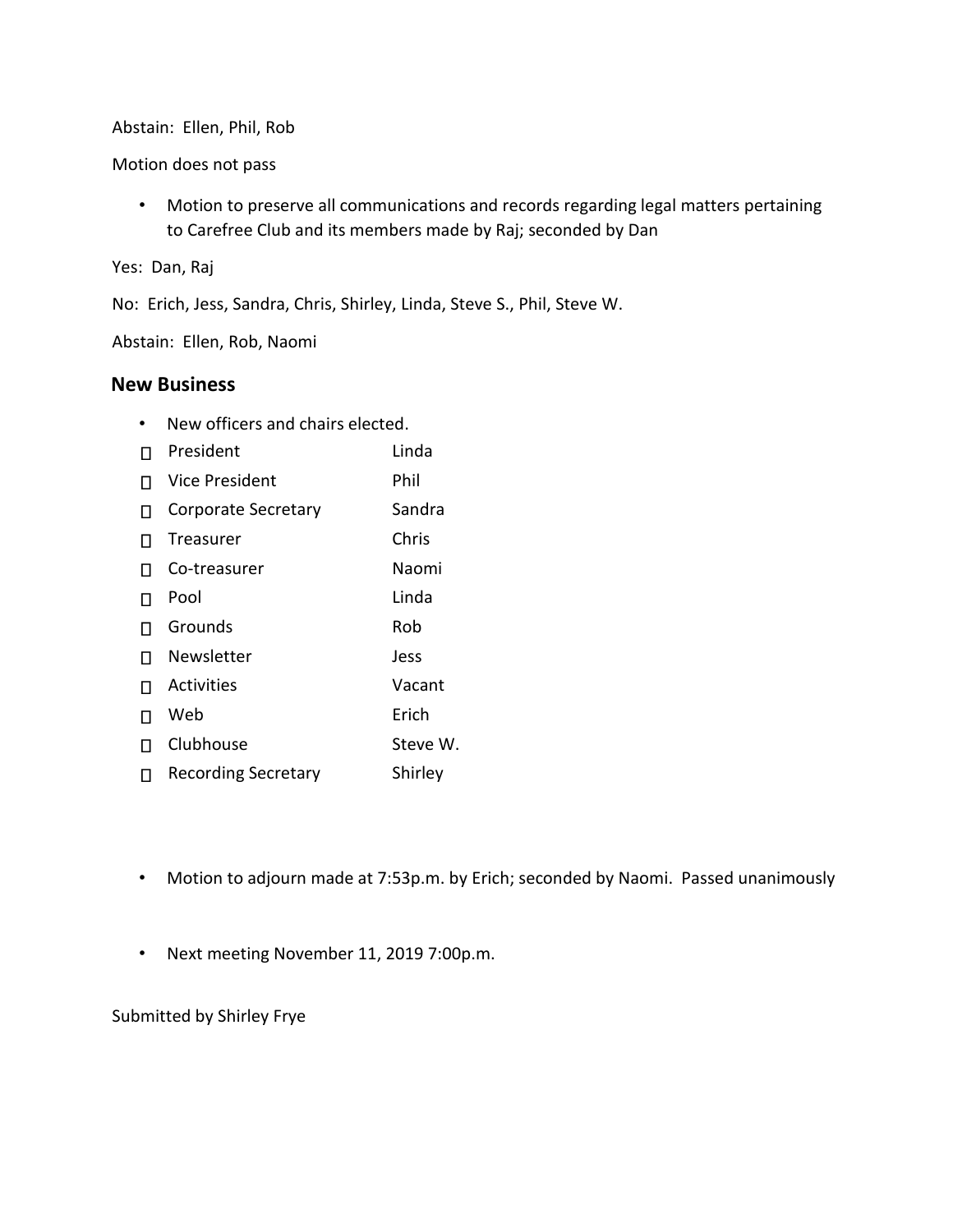Abstain: Ellen, Phil, Rob

Motion does not pass

- Motion to preserve all communications and records regarding legal matters pertaining to Carefree Club and its members made by Raj; seconded by Dan

Yes: Dan, Raj

No: Erich, Jess, Sandra, Chris, Shirley, Linda, Steve S., Phil, Steve W.

Abstain: Ellen, Rob, Naomi

## New Business

- New officers and chairs elected.

| | |
|---|---|
| President | Linda |
| Vice President | Phil |
| Corporate Secretary | Sandra |
| Treasurer | Chris |
| Co-treasurer | Naomi |
| Pool | Linda |
| Grounds | Rob |
| Newsletter | Jess |
| Activities | Vacant |
| Web | Erich |
| Clubhouse | Steve W. |
| Recording Secretary | Shirley |

- Motion to adjourn made at 7:53p.m. by Erich; seconded by Naomi. Passed unanimously

- Next meeting November 11, 2019 7:00p.m.

Submitted by Shirley Frye